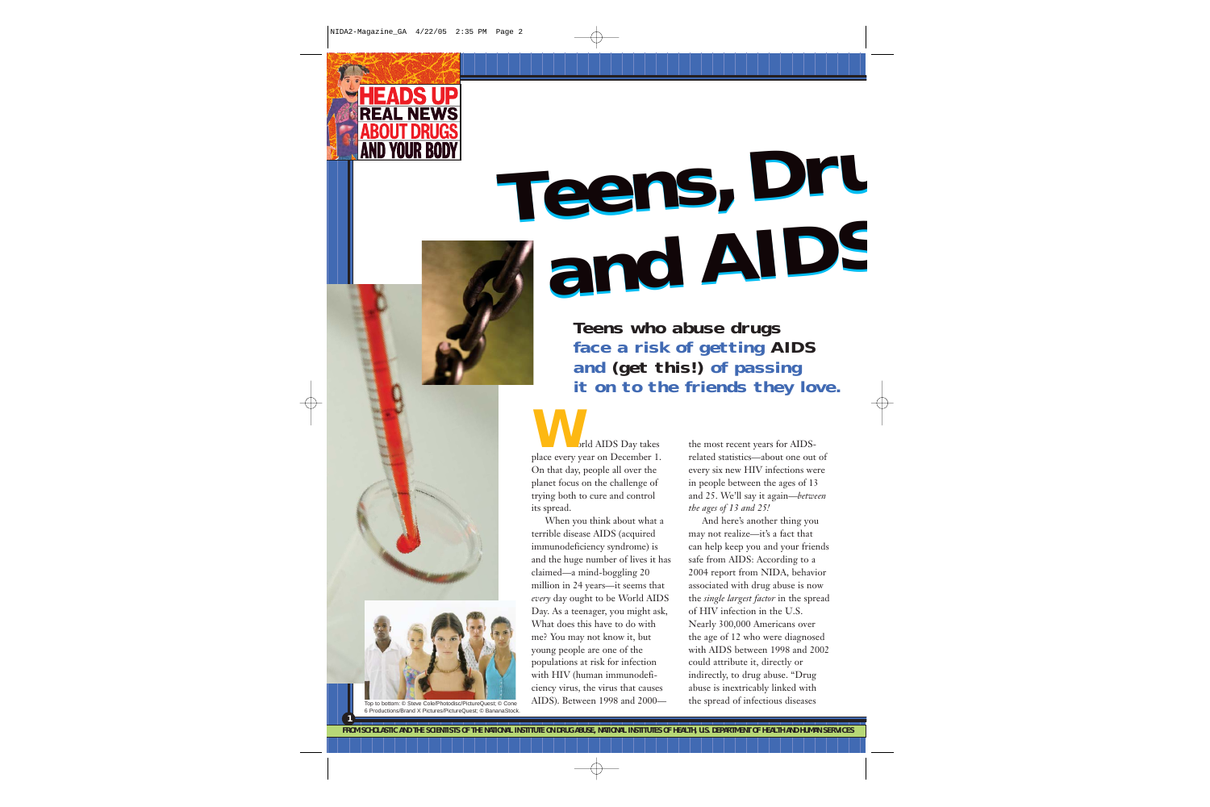HEADS UP
REAL NEWS ABOUT DRUGS AND YOUR BODY

# Teens, Dru and AIDS

**Teens who abuse drugs face a risk of getting AIDS and (get this!) of passing it on to the friends they love.**

World AIDS Day takes place every year on December 1. On that day, people all over the planet focus on the challenge of trying both to cure and control its spread.

When you think about what a terrible disease AIDS (acquired immunodeficiency syndrome) is and the huge number of lives it has claimed—a mind-boggling 20 million in 24 years—it seems that *every* day ought to be World AIDS Day. As a teenager, you might ask, What does this have to do with me? You may not know it, but young people are one of the populations at risk for infection with HIV (human immunodeficiency virus, the virus that causes AIDS). Between 1998 and 2000—the most recent years for AIDS-related statistics—about one out of every six new HIV infections were in people between the ages of 13 and 25. We'll say it again—*between the ages of 13 and 25!*

And here's another thing you may not realize—it's a fact that can help keep you and your friends safe from AIDS: According to a 2004 report from NIDA, behavior associated with drug abuse is now the *single largest factor* in the spread of HIV infection in the U.S. Nearly 300,000 Americans over the age of 12 who were diagnosed with AIDS between 1998 and 2002 could attribute it, directly or indirectly, to drug abuse. "Drug abuse is inextricably linked with the spread of infectious diseases

Top to bottom: © Steve Cole/Photodisc/PictureQuest; © Cone 6 Productions/Brand X Pictures/PictureQuest; © BananaStock.

FROM SCHOLASTIC AND THE SCIENTISTS OF THE NATIONAL INSTITUTE ON DRUG ABUSE, NATIONAL INSTITUTES OF HEALTH, U.S. DEPARTMENT OF HEALTH AND HUMAN SERVICES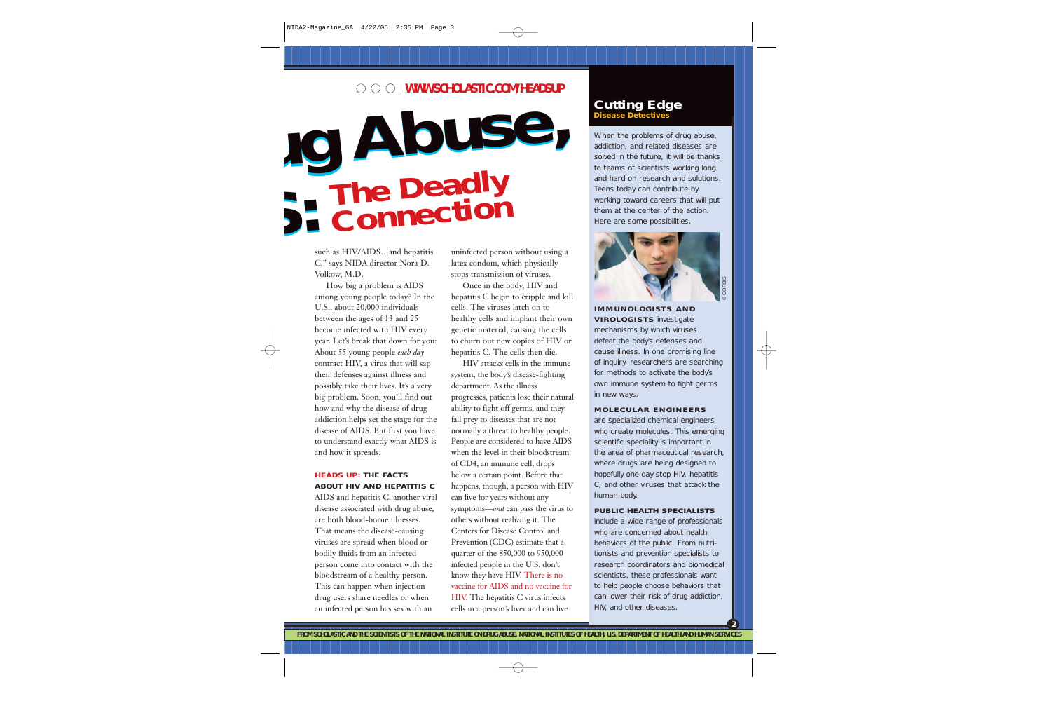# ...ug Abuse, ...: The Deadly Connection

such as HIV/AIDS…and hepatitis C," says NIDA director Nora D. Volkow, M.D.

How big a problem is AIDS among young people today? In the U.S., about 20,000 individuals between the ages of 13 and 25 become infected with HIV every year. Let's break that down for you: About 55 young people *each day* contract HIV, a virus that will sap their defenses against illness and possibly take their lives. It's a very big problem. Soon, you'll find out how and why the disease of drug addiction helps set the stage for the disease of AIDS. But first you have to understand exactly what AIDS is and how it spreads.

### HEADS UP: THE FACTS ABOUT HIV AND HEPATITIS C

AIDS and hepatitis C, another viral disease associated with drug abuse, are both blood-borne illnesses. That means the disease-causing viruses are spread when blood or bodily fluids from an infected person come into contact with the bloodstream of a healthy person. This can happen when injection drug users share needles or when an infected person has sex with an uninfected person without using a latex condom, which physically stops transmission of viruses.

Once in the body, HIV and hepatitis C begin to cripple and kill cells. The viruses latch on to healthy cells and implant their own genetic material, causing the cells to churn out new copies of HIV or hepatitis C. The cells then die.

HIV attacks cells in the immune system, the body's disease-fighting department. As the illness progresses, patients lose their natural ability to fight off germs, and they fall prey to diseases that are not normally a threat to healthy people. People are considered to have AIDS when the level in their bloodstream of CD4, an immune cell, drops below a certain point. Before that happens, though, a person with HIV can live for years without any symptoms—*and* can pass the virus to others without realizing it. The Centers for Disease Control and Prevention (CDC) estimate that a quarter of the 850,000 to 950,000 infected people in the U.S. don't know they have HIV. There is no vaccine for AIDS and no vaccine for HIV. The hepatitis C virus infects cells in a person's liver and can live

## Cutting Edge
**Disease Detectives**

When the problems of drug abuse, addiction, and related diseases are solved in the future, it will be thanks to teams of scientists working long and hard on research and solutions. Teens today can contribute by working toward careers that will put them at the center of the action. Here are some possibilities.

© CORBIS

**IMMUNOLOGISTS AND VIROLOGISTS** investigate mechanisms by which viruses defeat the body's defenses and cause illness. In one promising line of inquiry, researchers are searching for methods to activate the body's own immune system to fight germs in new ways.

**MOLECULAR ENGINEERS** are specialized chemical engineers who create molecules. This emerging scientific speciality is important in the area of pharmaceutical research, where drugs are being designed to hopefully one day stop HIV, hepatitis C, and other viruses that attack the human body.

**PUBLIC HEALTH SPECIALISTS** include a wide range of professionals who are concerned about health behaviors of the public. From nutritionists and prevention specialists to research coordinators and biomedical scientists, these professionals want to help people choose behaviors that can lower their risk of drug addiction, HIV, and other diseases.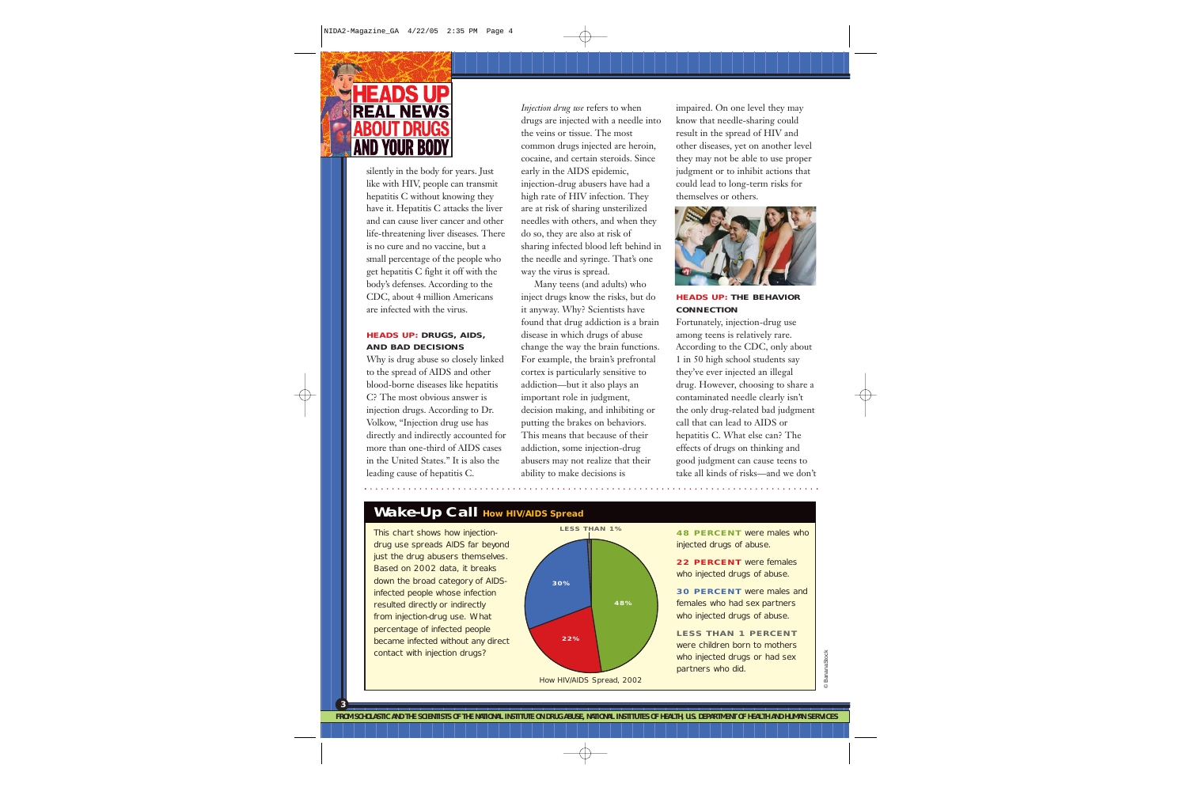# HEADS UP REAL NEWS ABOUT DRUGS AND YOUR BODY

silently in the body for years. Just like with HIV, people can transmit hepatitis C without knowing they have it. Hepatitis C attacks the liver and can cause liver cancer and other life-threatening liver diseases. There is no cure and no vaccine, but a small percentage of the people who get hepatitis C fight it off with the body's defenses. According to the CDC, about 4 million Americans are infected with the virus.

### HEADS UP: DRUGS, AIDS, AND BAD DECISIONS

Why is drug abuse so closely linked to the spread of AIDS and other blood-borne diseases like hepatitis C? The most obvious answer is injection drugs. According to Dr. Volkow, "Injection drug use has directly and indirectly accounted for more than one-third of AIDS cases in the United States." It is also the leading cause of hepatitis C.

*Injection drug use* refers to when drugs are injected with a needle into the veins or tissue. The most common drugs injected are heroin, cocaine, and certain steroids. Since early in the AIDS epidemic, injection-drug abusers have had a high rate of HIV infection. They are at risk of sharing unsterilized needles with others, and when they do so, they are also at risk of sharing infected blood left behind in the needle and syringe. That's one way the virus is spread.

Many teens (and adults) who inject drugs know the risks, but do it anyway. Why? Scientists have found that drug addiction is a brain disease in which drugs of abuse change the way the brain functions. For example, the brain's prefrontal cortex is particularly sensitive to addiction—but it also plays an important role in judgment, decision making, and inhibiting or putting the brakes on behaviors. This means that because of their addiction, some injection-drug abusers may not realize that their ability to make decisions is impaired. On one level they may know that needle-sharing could result in the spread of HIV and other diseases, yet on another level they may not be able to use proper judgment or to inhibit actions that could lead to long-term risks for themselves or others.

### HEADS UP: THE BEHAVIOR CONNECTION

Fortunately, injection-drug use among teens is relatively rare. According to the CDC, only about 1 in 50 high school students say they've ever injected an illegal drug. However, choosing to share a contaminated needle clearly isn't the only drug-related bad judgment call that can lead to AIDS or hepatitis C. What else can? The effects of drugs on thinking and good judgment can cause teens to take all kinds of risks—and we don't

## Wake-Up Call How HIV/AIDS Spread

This chart shows how injection-drug use spreads AIDS far beyond just the drug abusers themselves. Based on 2002 data, it breaks down the broad category of AIDS-infected people whose infection resulted directly or indirectly from injection-drug use. What percentage of infected people became infected without any direct contact with injection drugs?

How HIV/AIDS Spread, 2002

| Share | Group |
|---|---|
| 48% | Males who injected drugs of abuse |
| 22% | Females who injected drugs of abuse |
| 30% | Males and females who had sex partners who injected drugs of abuse |
| Less than 1% | Children born to mothers who injected drugs or had sex partners who did |

**48 PERCENT** were males who injected drugs of abuse.

**22 PERCENT** were females who injected drugs of abuse.

**30 PERCENT** were males and females who had sex partners who injected drugs of abuse.

**LESS THAN 1 PERCENT** were children born to mothers who injected drugs or had sex partners who did.

© BananaStock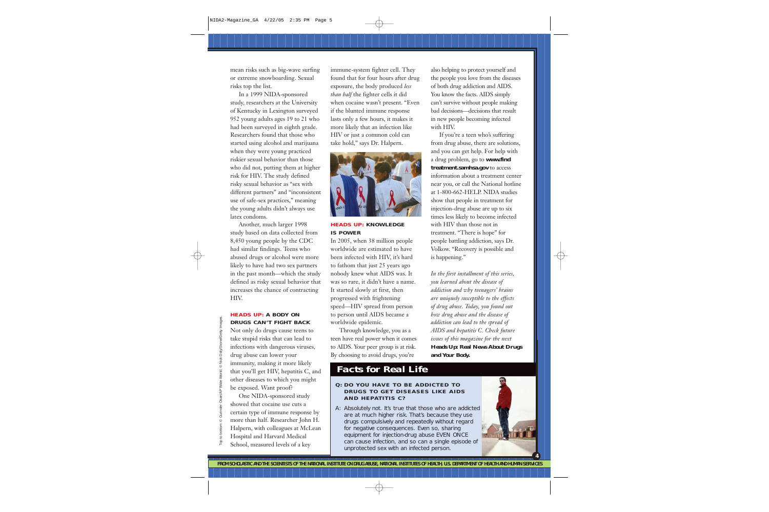mean risks such as big-wave surfing or extreme snowboarding. Sexual risks top the list.

In a 1999 NIDA-sponsored study, researchers at the University of Kentucky in Lexington surveyed 952 young adults ages 19 to 21 who had been surveyed in eighth grade. Researchers found that those who started using alcohol and marijuana when they were young practiced riskier sexual behavior than those who did not, putting them at higher risk for HIV. The study defined risky sexual behavior as "sex with different partners" and "inconsistent use of safe-sex practices," meaning the young adults didn't always use latex condoms.

Another, much larger 1998 study based on data collected from 8,450 young people by the CDC had similar findings. Teens who abused drugs or alcohol were more likely to have had two sex partners in the past month—which the study defined as risky sexual behavior that increases the chance of contracting HIV.

### HEADS UP: A BODY ON DRUGS CAN'T FIGHT BACK

Not only do drugs cause teens to take stupid risks that can lead to infections with dangerous viruses, drug abuse can lower your immunity, making it more likely that you'll get HIV, hepatitis C, and other diseases to which you might be exposed. Want proof?

One NIDA-sponsored study showed that cocaine use cuts a certain type of immune response by more than half. Researcher John H. Halpern, with colleagues at McLean Hospital and Harvard Medical School, measured levels of a key immune-system fighter cell. They found that for four hours after drug exposure, the body produced *less than half* the fighter cells it did when cocaine wasn't present. "Even if the blunted immune response lasts only a few hours, it makes it more likely that an infection like HIV or just a common cold can take hold," says Dr. Halpern.

### HEADS UP: KNOWLEDGE IS POWER

In 2005, when 38 million people worldwide are estimated to have been infected with HIV, it's hard to fathom that just 25 years ago nobody knew what AIDS was. It was so rare, it didn't have a name. It started slowly at first, then progressed with frightening speed—HIV spread from person to person until AIDS became a worldwide epidemic.

Through knowledge, you as a teen have real power when it comes to AIDS. Your peer group is at risk. By choosing to avoid drugs, you're also helping to protect yourself and the people you love from the diseases of both drug addiction and AIDS. You know the facts. AIDS simply can't survive without people making bad decisions—decisions that result in new people becoming infected with HIV.

If you're a teen who's suffering from drug abuse, there are solutions, and you can get help. For help with a drug problem, go to **www.findtreatment.samhsa.gov** to access information about a treatment center near you, or call the National hotline at 1-800-662-HELP. NIDA studies show that people in treatment for injection-drug abuse are up to six times less likely to become infected with HIV than those not in treatment. "There is hope" for people battling addiction, says Dr. Volkow. "Recovery is possible and is happening."

*In the first installment of this series, you learned about the disease of addiction and why teenagers' brains are uniquely susceptible to the effects of drug abuse. Today, you found out how drug abuse and the disease of addiction can lead to the spread of AIDS and hepatitis C. Check future issues of this magazine for the next* **Heads Up: Real News About Drugs and Your Body.**

## Facts for Real Life

**Q: DO YOU HAVE TO BE ADDICTED TO DRUGS TO GET DISEASES LIKE AIDS AND HEPATITIS C?**

A: Absolutely not. It's true that those who are addicted are at much higher risk. That's because they use drugs compulsively and repeatedly without regard for negative consequences. Even so, sharing equipment for injection-drug abuse EVEN ONCE can cause infection, and so can a single episode of unprotected sex with an infected person.

Top to bottom: © Gurinder Osan/AP Wide World; © Nick Daly/Stone/Getty Images.

FROM SCHOLASTIC AND THE SCIENTISTS OF THE NATIONAL INSTITUTE ON DRUG ABUSE, NATIONAL INSTITUTES OF HEALTH, U.S. DEPARTMENT OF HEALTH AND HUMAN SERVICES